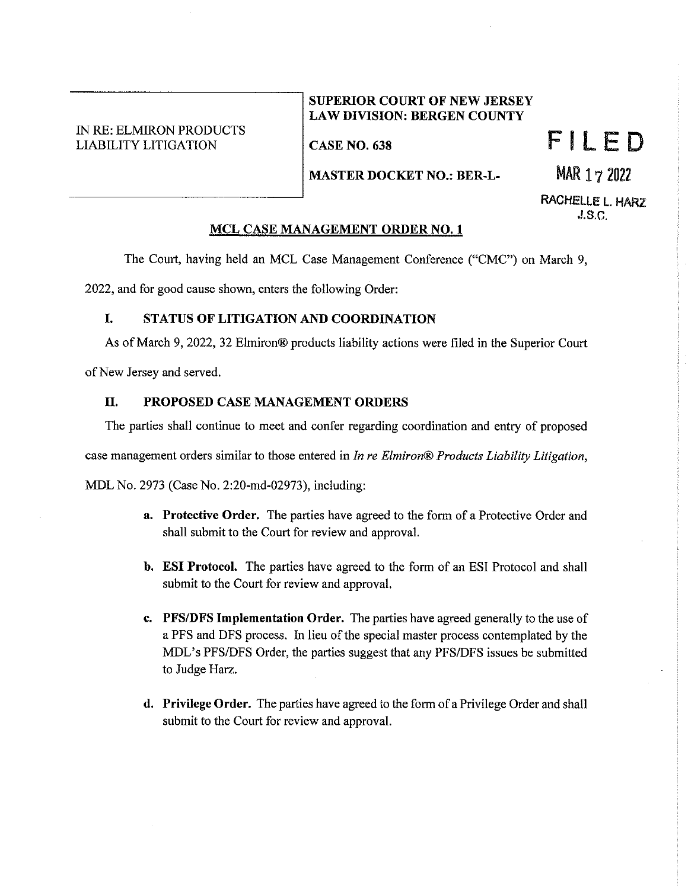IN RE: ELMIRON PRODUCTS LIABILITY LITIGATION

**SUPERIOR COURT OF NEW JERSEY**
**LAW DIVISION: BERGEN COUNTY**

**CASE NO. 638**

**MASTER DOCKET NO.: BER-L-**

FILED

MAR 17 2022

RACHELLE L. HARZ
J.S.C.

## MCL CASE MANAGEMENT ORDER NO. 1

The Court, having held an MCL Case Management Conference ("CMC") on March 9, 2022, and for good cause shown, enters the following Order:

### I. STATUS OF LITIGATION AND COORDINATION

As of March 9, 2022, 32 Elmiron® products liability actions were filed in the Superior Court of New Jersey and served.

### II. PROPOSED CASE MANAGEMENT ORDERS

The parties shall continue to meet and confer regarding coordination and entry of proposed case management orders similar to those entered in *In re Elmiron® Products Liability Litigation*, MDL No. 2973 (Case No. 2:20-md-02973), including:

**a. Protective Order.** The parties have agreed to the form of a Protective Order and shall submit to the Court for review and approval.

**b. ESI Protocol.** The parties have agreed to the form of an ESI Protocol and shall submit to the Court for review and approval.

**c. PFS/DFS Implementation Order.** The parties have agreed generally to the use of a PFS and DFS process. In lieu of the special master process contemplated by the MDL's PFS/DFS Order, the parties suggest that any PFS/DFS issues be submitted to Judge Harz.

**d. Privilege Order.** The parties have agreed to the form of a Privilege Order and shall submit to the Court for review and approval.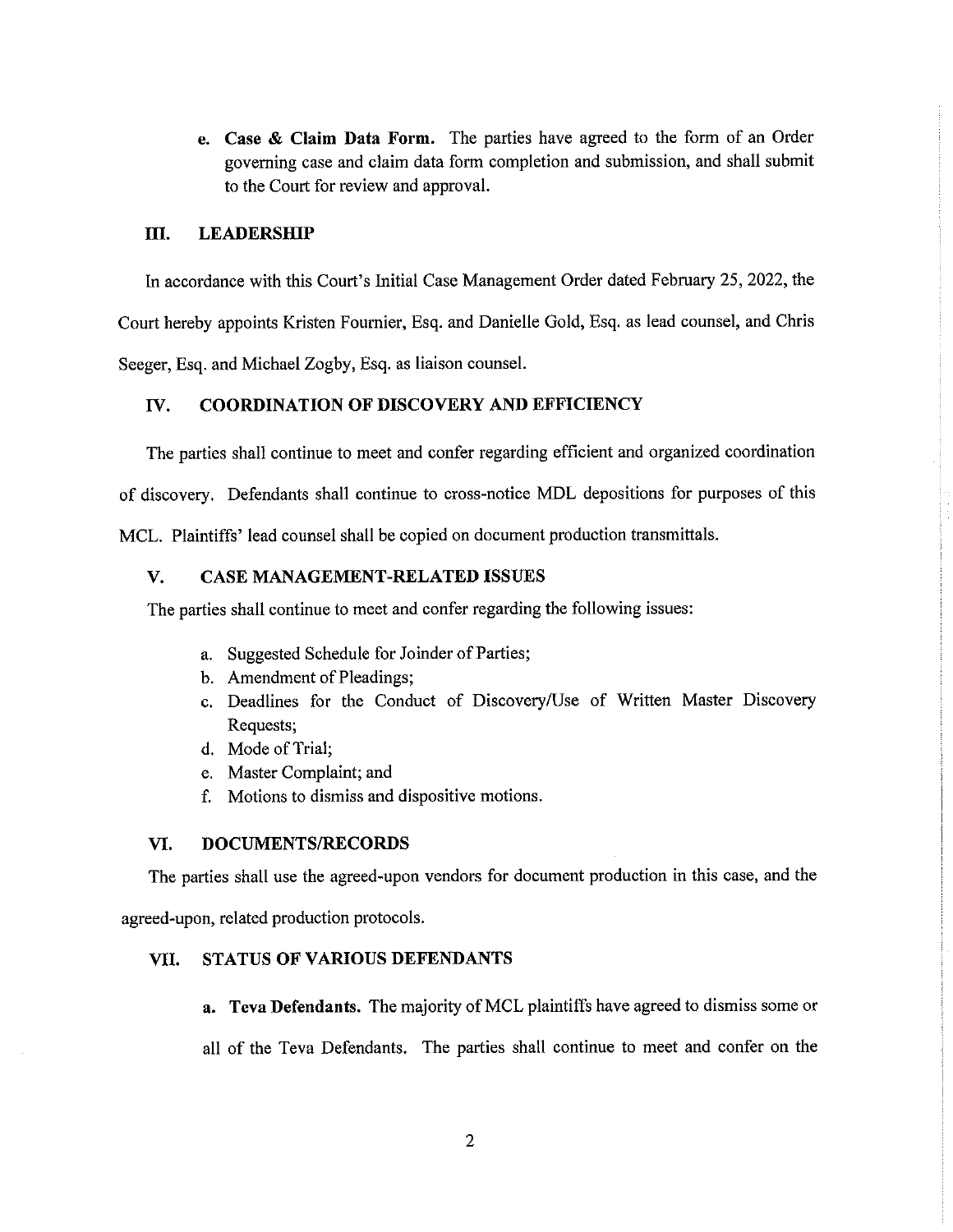e. **Case & Claim Data Form.** The parties have agreed to the form of an Order governing case and claim data form completion and submission, and shall submit to the Court for review and approval.

## III. LEADERSHIP

In accordance with this Court's Initial Case Management Order dated February 25, 2022, the Court hereby appoints Kristen Fournier, Esq. and Danielle Gold, Esq. as lead counsel, and Chris Seeger, Esq. and Michael Zogby, Esq. as liaison counsel.

## IV. COORDINATION OF DISCOVERY AND EFFICIENCY

The parties shall continue to meet and confer regarding efficient and organized coordination of discovery. Defendants shall continue to cross-notice MDL depositions for purposes of this MCL. Plaintiffs' lead counsel shall be copied on document production transmittals.

## V. CASE MANAGEMENT-RELATED ISSUES

The parties shall continue to meet and confer regarding the following issues:

a. Suggested Schedule for Joinder of Parties;
b. Amendment of Pleadings;
c. Deadlines for the Conduct of Discovery/Use of Written Master Discovery Requests;
d. Mode of Trial;
e. Master Complaint; and
f. Motions to dismiss and dispositive motions.

## VI. DOCUMENTS/RECORDS

The parties shall use the agreed-upon vendors for document production in this case, and the agreed-upon, related production protocols.

## VII. STATUS OF VARIOUS DEFENDANTS

a. **Teva Defendants.** The majority of MCL plaintiffs have agreed to dismiss some or all of the Teva Defendants. The parties shall continue to meet and confer on the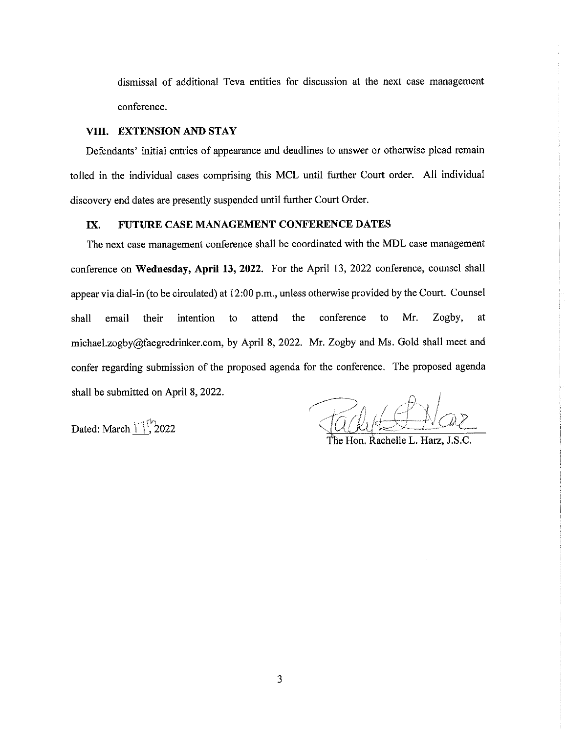dismissal of additional Teva entities for discussion at the next case management conference.

## VIII. EXTENSION AND STAY

Defendants' initial entries of appearance and deadlines to answer or otherwise plead remain tolled in the individual cases comprising this MCL until further Court order. All individual discovery end dates are presently suspended until further Court Order.

## IX. FUTURE CASE MANAGEMENT CONFERENCE DATES

The next case management conference shall be coordinated with the MDL case management conference on **Wednesday, April 13, 2022.** For the April 13, 2022 conference, counsel shall appear via dial-in (to be circulated) at 12:00 p.m., unless otherwise provided by the Court. Counsel shall email their intention to attend the conference to Mr. Zogby, at michael.zogby@faegredrinker.com, by April 8, 2022. Mr. Zogby and Ms. Gold shall meet and confer regarding submission of the proposed agenda for the conference. The proposed agenda shall be submitted on April 8, 2022.

Dated: March 17th, 2022

The Hon. Rachelle L. Harz, J.S.C.